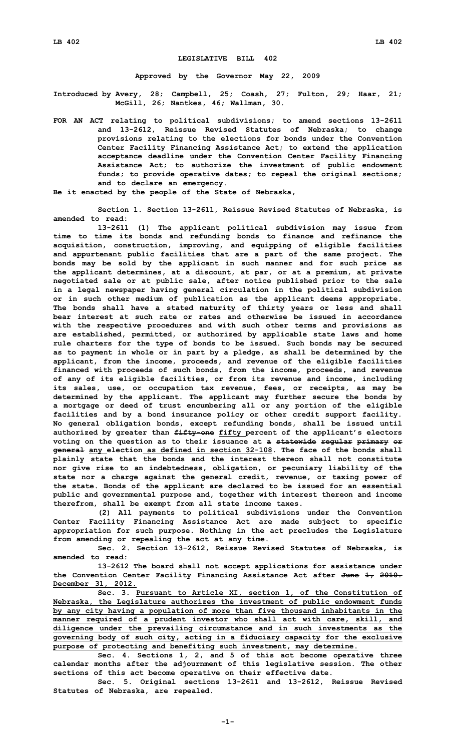# LEGISLATIVE BILL 402

**Approved by the Governor May 22, 2009**

**Introduced by Avery, 28; Campbell, 25; Coash, 27; Fulton, 29; Haar, 21; McGill, 26; Nantkes, 46; Wallman, 30.**

**FOR AN ACT relating to political subdivisions; to amend sections 13-2611 and 13-2612, Reissue Revised Statutes of Nebraska; to change provisions relating to the elections for bonds under the Convention Center Facility Financing Assistance Act; to extend the application acceptance deadline under the Convention Center Facility Financing Assistance Act; to authorize the investment of public endowment funds; to provide operative dates; to repeal the original sections; and to declare an emergency.**

**Be it enacted by the people of the State of Nebraska,**

**Section 1. Section 13-2611, Reissue Revised Statutes of Nebraska, is amended to read:**

**13-2611 (1) The applicant political subdivision may issue from time to time its bonds and refunding bonds to finance and refinance the acquisition, construction, improving, and equipping of eligible facilities and appurtenant public facilities that are a part of the same project. The bonds may be sold by the applicant in such manner and for such price as the applicant determines, at a discount, at par, or at a premium, at private negotiated sale or at public sale, after notice published prior to the sale in a legal newspaper having general circulation in the political subdivision or in such other medium of publication as the applicant deems appropriate. The bonds shall have a stated maturity of thirty years or less and shall bear interest at such rate or rates and otherwise be issued in accordance with the respective procedures and with such other terms and provisions as are established, permitted, or authorized by applicable state laws and home rule charters for the type of bonds to be issued. Such bonds may be secured as to payment in whole or in part by a pledge, as shall be determined by the applicant, from the income, proceeds, and revenue of the eligible facilities financed with proceeds of such bonds, from the income, proceeds, and revenue of any of its eligible facilities, or from its revenue and income, including its sales, use, or occupation tax revenue, fees, or receipts, as may be determined by the applicant. The applicant may further secure the bonds by a mortgage or deed of trust encumbering all or any portion of the eligible facilities and by a bond insurance policy or other credit support facility. No general obligation bonds, except refunding bonds, shall be issued until authorized by greater than ~~fifty-one~~ fifty percent of the applicant's electors voting on the question as to their issuance at ~~a statewide regular primary or general~~ any election as defined in section 32-108. The face of the bonds shall plainly state that the bonds and the interest thereon shall not constitute nor give rise to an indebtedness, obligation, or pecuniary liability of the state nor a charge against the general credit, revenue, or taxing power of the state. Bonds of the applicant are declared to be issued for an essential public and governmental purpose and, together with interest thereon and income therefrom, shall be exempt from all state income taxes.**

**(2) All payments to political subdivisions under the Convention Center Facility Financing Assistance Act are made subject to specific appropriation for such purpose. Nothing in the act precludes the Legislature from amending or repealing the act at any time.**

**Sec. 2. Section 13-2612, Reissue Revised Statutes of Nebraska, is amended to read:**

**13-2612 The board shall not accept applications for assistance under the Convention Center Facility Financing Assistance Act after ~~June 1, 2010.~~ December 31, 2012.**

**Sec. 3. Pursuant to Article XI, section 1, of the Constitution of Nebraska, the Legislature authorizes the investment of public endowment funds by any city having a population of more than five thousand inhabitants in the manner required of a prudent investor who shall act with care, skill, and diligence under the prevailing circumstance and in such investments as the governing body of such city, acting in a fiduciary capacity for the exclusive purpose of protecting and benefiting such investment, may determine.**

**Sec. 4. Sections 1, 2, and 5 of this act become operative three calendar months after the adjournment of this legislative session. The other sections of this act become operative on their effective date.**

**Sec. 5. Original sections 13-2611 and 13-2612, Reissue Revised Statutes of Nebraska, are repealed.**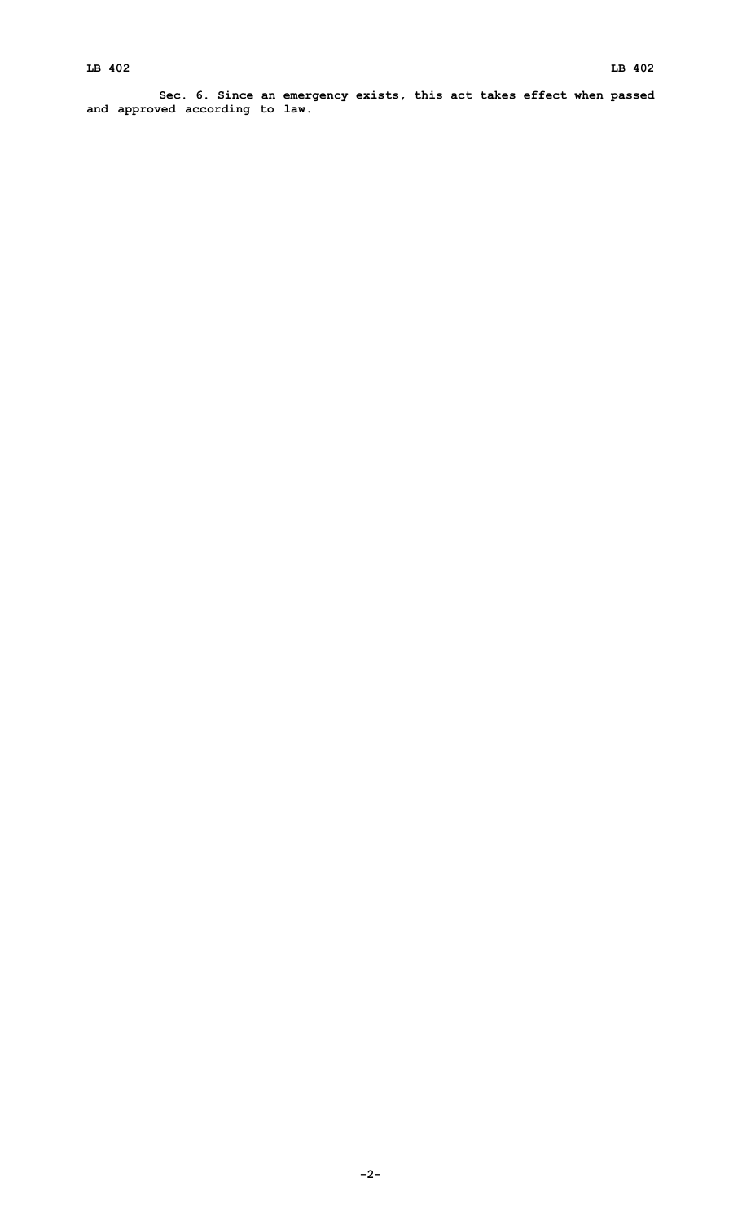Sec. 6. Since an emergency exists, this act takes effect when passed and approved according to law.